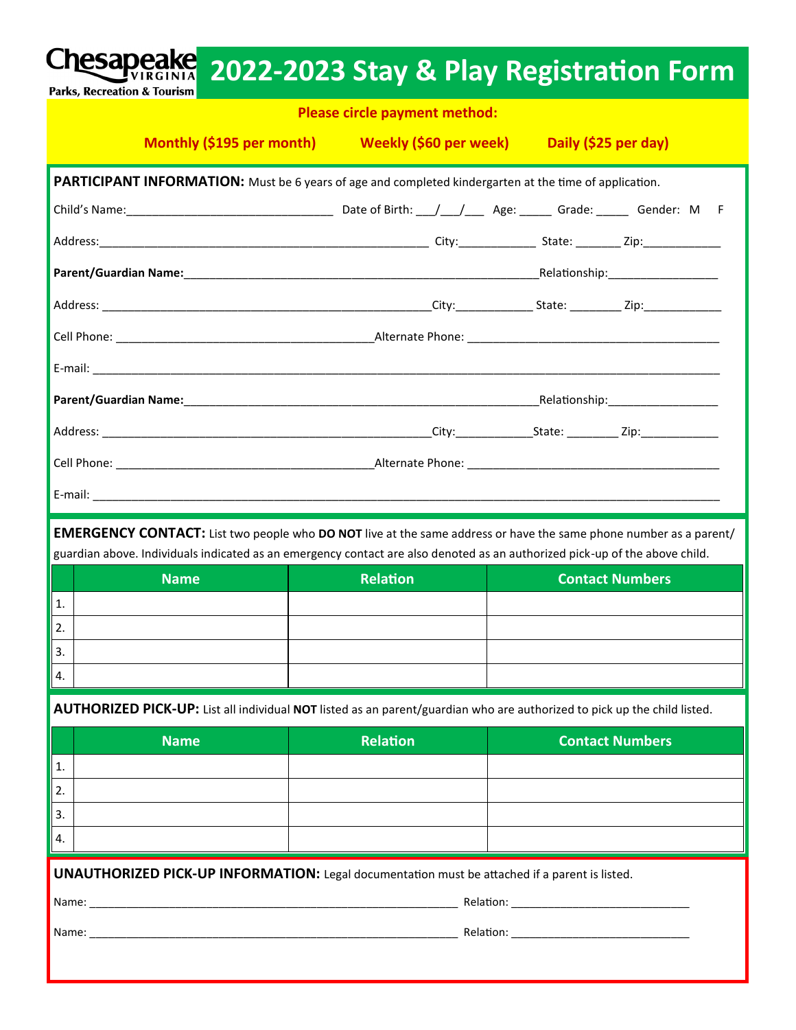Chesapeake VIRGINIA Parks, Recreation & Tourism

# 2022-2023 Stay & Play Registration Form

**Please circle payment method:**

**Monthly ($195 per month)** **Weekly ($60 per week)** **Daily ($25 per day)**

**PARTICIPANT INFORMATION:** Must be 6 years of age and completed kindergarten at the time of application.

Child's Name:_______________________________ Date of Birth: ___/___/___ Age: _____ Grade: _____ Gender: M F

Address:__________________________________________________ City:____________ State: _______ Zip:____________

**Parent/Guardian Name:**______________________________________________________Relationship:_________________

Address: __________________________________________________City:____________ State: ________ Zip:____________

Cell Phone: _______________________________________Alternate Phone: _______________________________________

E-mail: _____________________________________________________________________________________________

**Parent/Guardian Name:**______________________________________________________Relationship:_________________

Address: __________________________________________________City:____________State: ________ Zip:____________

Cell Phone: _______________________________________Alternate Phone: _______________________________________

E-mail: _____________________________________________________________________________________________

**EMERGENCY CONTACT:** List two people who **DO NOT** live at the same address or have the same phone number as a parent/guardian above. Individuals indicated as an emergency contact are also denoted as an authorized pick-up of the above child.

| | Name | Relation | Contact Numbers |
|---|---|---|---|
| 1. | | | |
| 2. | | | |
| 3. | | | |
| 4. | | | |

**AUTHORIZED PICK-UP:** List all individual **NOT** listed as an parent/guardian who are authorized to pick up the child listed.

| | Name | Relation | Contact Numbers |
|---|---|---|---|
| 1. | | | |
| 2. | | | |
| 3. | | | |
| 4. | | | |

**UNAUTHORIZED PICK-UP INFORMATION:** Legal documentation must be attached if a parent is listed.

Name: _________________________________________________________ Relation: ___________________________

Name: _________________________________________________________ Relation: ___________________________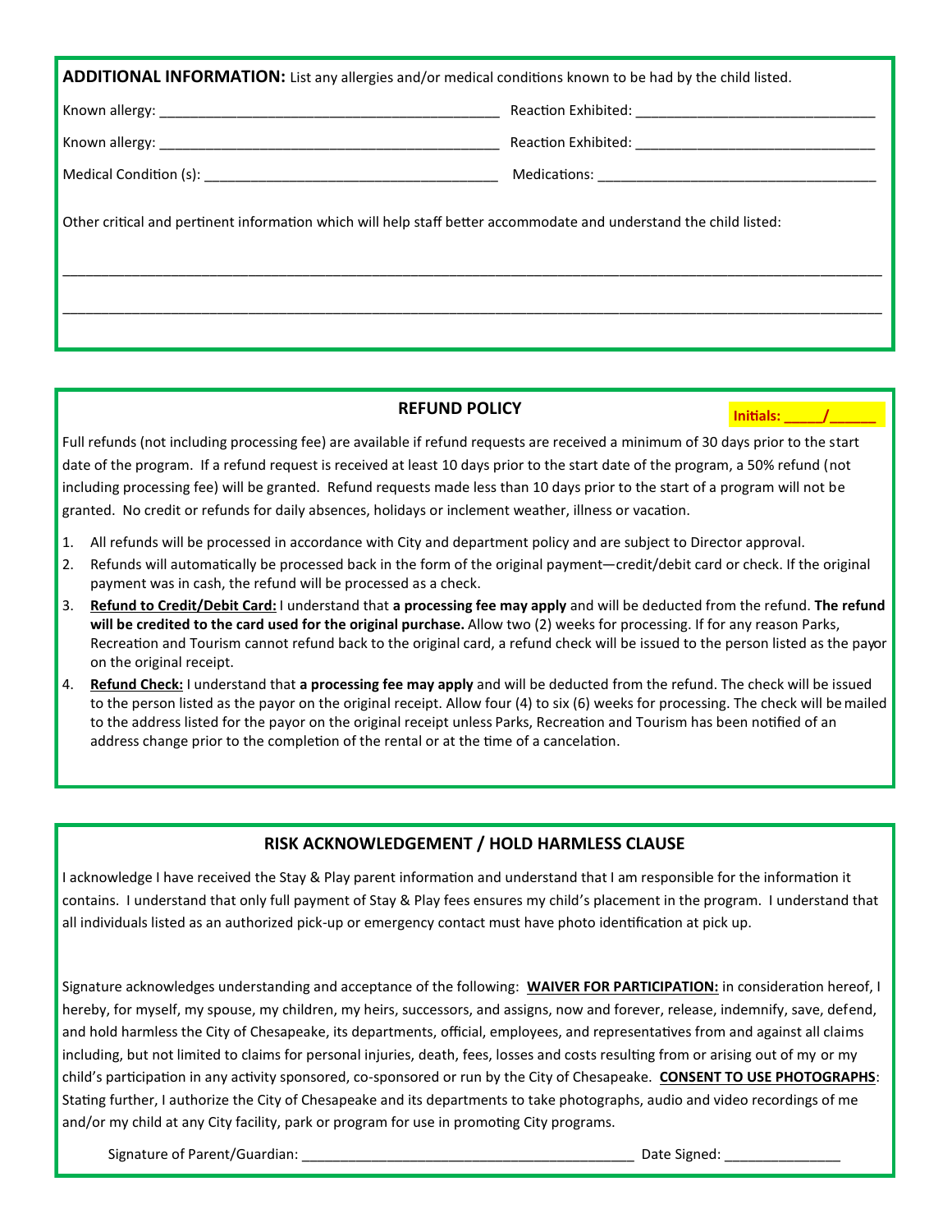**ADDITIONAL INFORMATION:** List any allergies and/or medical conditions known to be had by the child listed.

Known allergy: ____________________________________________ Reaction Exhibited: ______________________________

Known allergy: ____________________________________________ Reaction Exhibited: ______________________________

Medical Condition (s): ______________________________________ Medications: ____________________________________

Other critical and pertinent information which will help staff better accommodate and understand the child listed:

______________________________________________________________________________________________________

______________________________________________________________________________________________________

## REFUND POLICY

**Initials: _____/______**

Full refunds (not including processing fee) are available if refund requests are received a minimum of 30 days prior to the start date of the program. If a refund request is received at least 10 days prior to the start date of the program, a 50% refund (not including processing fee) will be granted. Refund requests made less than 10 days prior to the start of a program will not be granted. No credit or refunds for daily absences, holidays or inclement weather, illness or vacation.

1. All refunds will be processed in accordance with City and department policy and are subject to Director approval.
2. Refunds will automatically be processed back in the form of the original payment—credit/debit card or check. If the original payment was in cash, the refund will be processed as a check.
3. **Refund to Credit/Debit Card:** I understand that **a processing fee may apply** and will be deducted from the refund. **The refund will be credited to the card used for the original purchase.** Allow two (2) weeks for processing. If for any reason Parks, Recreation and Tourism cannot refund back to the original card, a refund check will be issued to the person listed as the payor on the original receipt.
4. **Refund Check:** I understand that **a processing fee may apply** and will be deducted from the refund. The check will be issued to the person listed as the payor on the original receipt. Allow four (4) to six (6) weeks for processing. The check will be mailed to the address listed for the payor on the original receipt unless Parks, Recreation and Tourism has been notified of an address change prior to the completion of the rental or at the time of a cancelation.

## RISK ACKNOWLEDGEMENT / HOLD HARMLESS CLAUSE

I acknowledge I have received the Stay & Play parent information and understand that I am responsible for the information it contains. I understand that only full payment of Stay & Play fees ensures my child's placement in the program. I understand that all individuals listed as an authorized pick-up or emergency contact must have photo identification at pick up.

Signature acknowledges understanding and acceptance of the following: **WAIVER FOR PARTICIPATION:** in consideration hereof, I hereby, for myself, my spouse, my children, my heirs, successors, and assigns, now and forever, release, indemnify, save, defend, and hold harmless the City of Chesapeake, its departments, official, employees, and representatives from and against all claims including, but not limited to claims for personal injuries, death, fees, losses and costs resulting from or arising out of my or my child's participation in any activity sponsored, co-sponsored or run by the City of Chesapeake. **CONSENT TO USE PHOTOGRAPHS**: Stating further, I authorize the City of Chesapeake and its departments to take photographs, audio and video recordings of me and/or my child at any City facility, park or program for use in promoting City programs.

Signature of Parent/Guardian: ____________________________________________ Date Signed: _______________